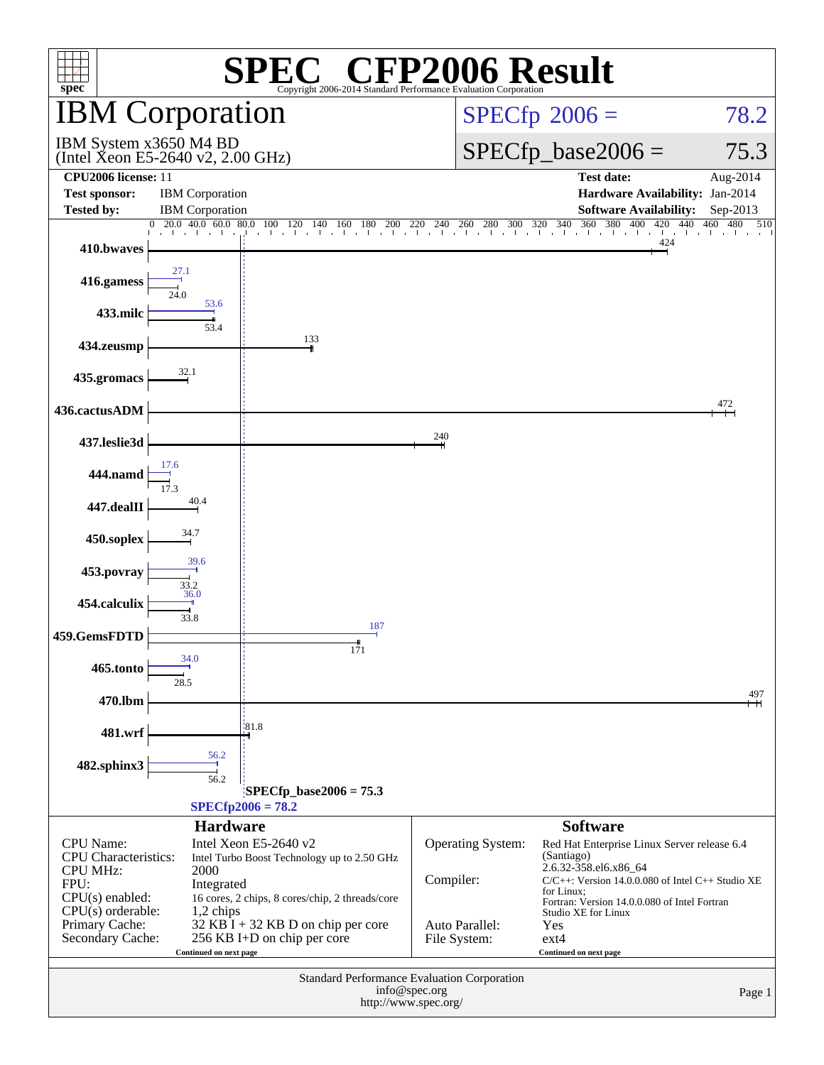# SPEC CFP2006 Result

Copyright 2006-2014 Standard Performance Evaluation Corporation

## IBM Corporation

IBM System x3650 M4 BD
(Intel Xeon E5-2640 v2, 2.00 GHz)

SPECfp 2006 = 78.2

SPECfp_base2006 = 75.3

| | | | |
|---|---|---|---|
| **CPU2006 license:** | 11 | **Test date:** | Aug-2014 |
| **Test sponsor:** | IBM Corporation | **Hardware Availability:** | Jan-2014 |
| **Tested by:** | IBM Corporation | **Software Availability:** | Sep-2013 |

| Benchmark | Peak | Base |
|---|---|---|
| 410.bwaves | | 424 |
| 416.gamess | 27.1 | 24.0 |
| 433.milc | 53.6 | 53.4 |
| 434.zeusmp | | 133 |
| 435.gromacs | | 32.1 |
| 436.cactusADM | | 472 |
| 437.leslie3d | | 240 |
| 444.namd | 17.6 | 17.3 |
| 447.dealII | | 40.4 |
| 450.soplex | | 34.7 |
| 453.povray | 39.6 | 33.2 |
| 454.calculix | 36.0 | 33.8 |
| 459.GemsFDTD | 187 | 171 |
| 465.tonto | 34.0 | 28.5 |
| 470.lbm | | 497 |
| 481.wrf | | 81.8 |
| 482.sphinx3 | 56.2 | 56.2 |

SPECfp_base2006 = 75.3

SPECfp2006 = 78.2

### Hardware

| | |
|---|---|
| CPU Name: | Intel Xeon E5-2640 v2 |
| CPU Characteristics: | Intel Turbo Boost Technology up to 2.50 GHz |
| CPU MHz: | 2000 |
| FPU: | Integrated |
| CPU(s) enabled: | 16 cores, 2 chips, 8 cores/chip, 2 threads/core |
| CPU(s) orderable: | 1,2 chips |
| Primary Cache: | 32 KB I + 32 KB D on chip per core |
| Secondary Cache: | 256 KB I+D on chip per core |

Continued on next page

### Software

| | |
|---|---|
| Operating System: | Red Hat Enterprise Linux Server release 6.4 (Santiago) 2.6.32-358.el6.x86_64 |
| Compiler: | C/C++: Version 14.0.0.080 of Intel C++ Studio XE for Linux; Fortran: Version 14.0.0.080 of Intel Fortran Studio XE for Linux |
| Auto Parallel: | Yes |
| File System: | ext4 |

Continued on next page

Standard Performance Evaluation Corporation
info@spec.org
http://www.spec.org/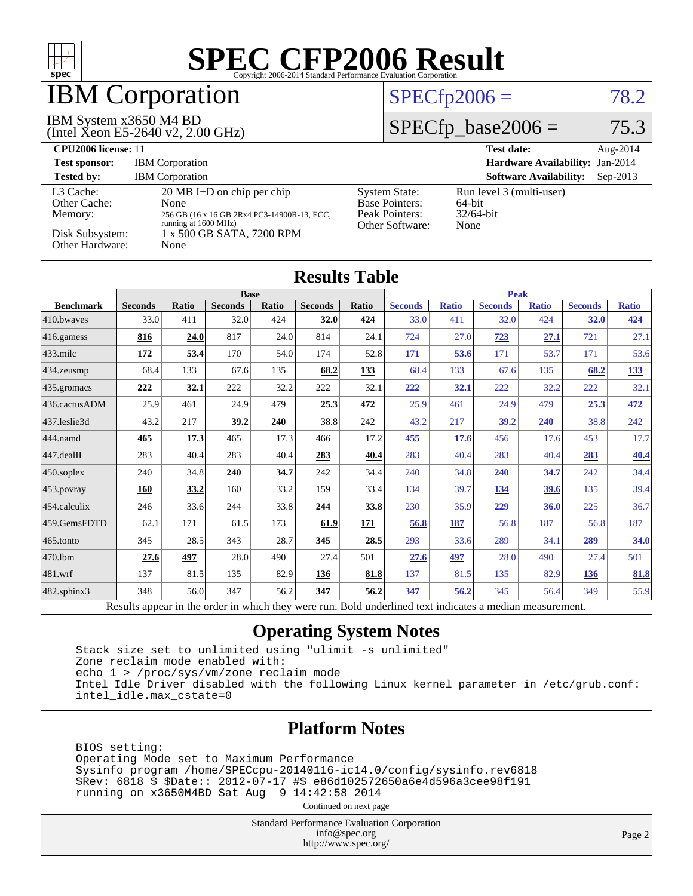# SPEC CFP2006 Result

Copyright 2006-2014 Standard Performance Evaluation Corporation

# IBM Corporation

IBM System x3650 M4 BD
(Intel Xeon E5-2640 v2, 2.00 GHz)

SPECfp2006 = 78.2

SPECfp_base2006 = 75.3

| | | | |
|---|---|---|---|
| **CPU2006 license:** 11 | | **Test date:** | Aug-2014 |
| **Test sponsor:** | IBM Corporation | **Hardware Availability:** | Jan-2014 |
| **Tested by:** | IBM Corporation | **Software Availability:** | Sep-2013 |

| | | | |
|---|---|---|---|
| L3 Cache: | 20 MB I+D on chip per chip | System State: | Run level 3 (multi-user) |
| Other Cache: | None | Base Pointers: | 64-bit |
| Memory: | 256 GB (16 x 16 GB 2Rx4 PC3-14900R-13, ECC, running at 1600 MHz) | Peak Pointers: | 32/64-bit |
| Disk Subsystem: | 1 x 500 GB SATA, 7200 RPM | Other Software: | None |
| Other Hardware: | None | | |

## Results Table

| Benchmark | Base | | | | | | Peak | | | | | |
|---|---|---|---|---|---|---|---|---|---|---|---|---|
| | Seconds | Ratio | Seconds | Ratio | Seconds | Ratio | Seconds | Ratio | Seconds | Ratio | Seconds | Ratio |
| 410.bwaves | 33.0 | 411 | 32.0 | 424 | **32.0** | **424** | 33.0 | 411 | 32.0 | 424 | **32.0** | **424** |
| 416.gamess | **816** | **24.0** | 817 | 24.0 | 814 | 24.1 | 724 | 27.0 | **723** | **27.1** | 721 | 27.1 |
| 433.milc | **172** | **53.4** | 170 | 54.0 | 174 | 52.8 | **171** | **53.6** | 171 | 53.7 | 171 | 53.6 |
| 434.zeusmp | 68.4 | 133 | 67.6 | 135 | **68.2** | **133** | 68.4 | 133 | 67.6 | 135 | **68.2** | **133** |
| 435.gromacs | **222** | **32.1** | 222 | 32.2 | 222 | 32.1 | **222** | **32.1** | 222 | 32.2 | 222 | 32.1 |
| 436.cactusADM | 25.9 | 461 | 24.9 | 479 | **25.3** | **472** | 25.9 | 461 | 24.9 | 479 | **25.3** | **472** |
| 437.leslie3d | 43.2 | 217 | **39.2** | **240** | 38.8 | 242 | 43.2 | 217 | **39.2** | **240** | 38.8 | 242 |
| 444.namd | **465** | **17.3** | 465 | 17.3 | 466 | 17.2 | **455** | **17.6** | 456 | 17.6 | 453 | 17.7 |
| 447.dealII | 283 | 40.4 | 283 | 40.4 | **283** | **40.4** | 283 | 40.4 | 283 | 40.4 | **283** | **40.4** |
| 450.soplex | 240 | 34.8 | **240** | **34.7** | 242 | 34.4 | 240 | 34.8 | **240** | **34.7** | 242 | 34.4 |
| 453.povray | **160** | **33.2** | 160 | 33.2 | 159 | 33.4 | 134 | 39.7 | **134** | **39.6** | 135 | 39.4 |
| 454.calculix | 246 | 33.6 | 244 | 33.8 | **244** | **33.8** | 230 | 35.9 | **229** | **36.0** | 225 | 36.7 |
| 459.GemsFDTD | 62.1 | 171 | 61.5 | 173 | **61.9** | **171** | **56.8** | **187** | 56.8 | 187 | 56.8 | 187 |
| 465.tonto | 345 | 28.5 | 343 | 28.7 | **345** | **28.5** | 293 | 33.6 | 289 | 34.1 | **289** | **34.0** |
| 470.lbm | **27.6** | **497** | 28.0 | 490 | 27.4 | 501 | **27.6** | **497** | 28.0 | 490 | 27.4 | 501 |
| 481.wrf | 137 | 81.5 | 135 | 82.9 | **136** | **81.8** | 137 | 81.5 | 135 | 82.9 | **136** | **81.8** |
| 482.sphinx3 | 348 | 56.0 | 347 | 56.2 | **347** | **56.2** | **347** | **56.2** | 345 | 56.4 | 349 | 55.9 |

Results appear in the order in which they were run. Bold underlined text indicates a median measurement.

## Operating System Notes

```
Stack size set to unlimited using "ulimit -s unlimited"
Zone reclaim mode enabled with:
echo 1 > /proc/sys/vm/zone_reclaim_mode
Intel Idle Driver disabled with the following Linux kernel parameter in /etc/grub.conf:
intel_idle.max_cstate=0
```

## Platform Notes

```
BIOS setting:
Operating Mode set to Maximum Performance
Sysinfo program /home/SPECcpu-20140116-ic14.0/config/sysinfo.rev6818
$Rev: 6818 $ $Date:: 2012-07-17 #$ e86d102572650a6e4d596a3cee98f191
running on x3650M4BD Sat Aug  9 14:42:58 2014
```

Continued on next page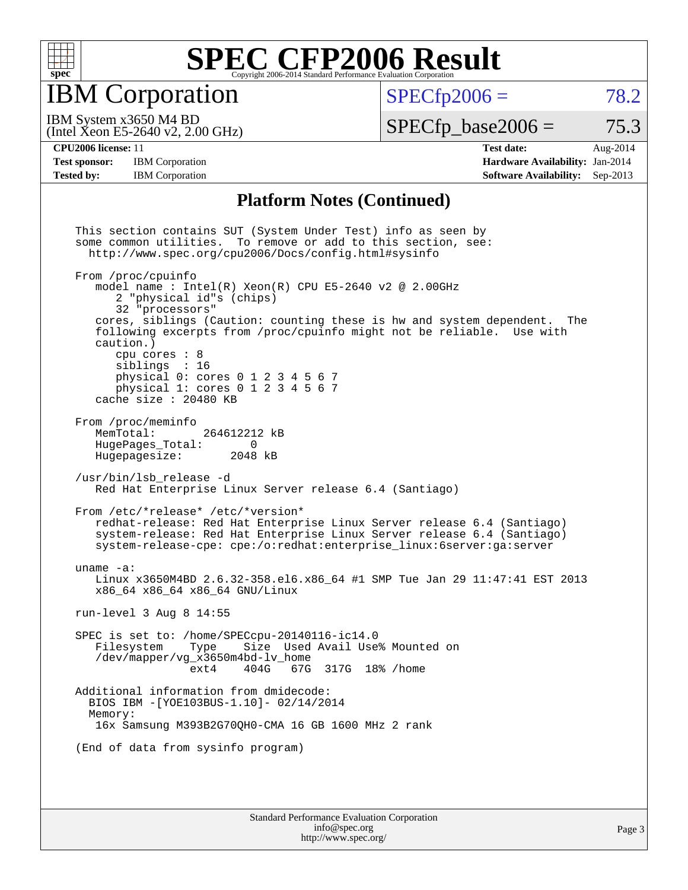# IBM Corporation

IBM System x3650 M4 BD
(Intel Xeon E5-2640 v2, 2.00 GHz)

SPECfp2006 = 78.2

SPECfp_base2006 = 75.3

| | | | |
|---|---|---|---|
| **CPU2006 license:** 11 | | **Test date:** | Aug-2014 |
| **Test sponsor:** | IBM Corporation | **Hardware Availability:** | Jan-2014 |
| **Tested by:** | IBM Corporation | **Software Availability:** | Sep-2013 |

## Platform Notes (Continued)

```
This section contains SUT (System Under Test) info as seen by
some common utilities.  To remove or add to this section, see:
  http://www.spec.org/cpu2006/Docs/config.html#sysinfo

From /proc/cpuinfo
   model name : Intel(R) Xeon(R) CPU E5-2640 v2 @ 2.00GHz
      2 "physical id"s (chips)
      32 "processors"
   cores, siblings (Caution: counting these is hw and system dependent.  The
   following excerpts from /proc/cpuinfo might not be reliable.  Use with
   caution.)
      cpu cores : 8
      siblings  : 16
      physical 0: cores 0 1 2 3 4 5 6 7
      physical 1: cores 0 1 2 3 4 5 6 7
   cache size : 20480 KB

From /proc/meminfo
   MemTotal:       264612212 kB
   HugePages_Total:       0
   Hugepagesize:       2048 kB

/usr/bin/lsb_release -d
   Red Hat Enterprise Linux Server release 6.4 (Santiago)

From /etc/*release* /etc/*version*
   redhat-release: Red Hat Enterprise Linux Server release 6.4 (Santiago)
   system-release: Red Hat Enterprise Linux Server release 6.4 (Santiago)
   system-release-cpe: cpe:/o:redhat:enterprise_linux:6server:ga:server

uname -a:
   Linux x3650M4BD 2.6.32-358.el6.x86_64 #1 SMP Tue Jan 29 11:47:41 EST 2013
   x86_64 x86_64 x86_64 GNU/Linux

run-level 3 Aug 8 14:55

SPEC is set to: /home/SPECcpu-20140116-ic14.0
   Filesystem     Type    Size  Used Avail Use% Mounted on
   /dev/mapper/vg_x3650m4bd-lv_home
                  ext4    404G   67G  317G  18% /home

Additional information from dmidecode:
  BIOS IBM -[YOE103BUS-1.10]- 02/14/2014
  Memory:
   16x Samsung M393B2G70QH0-CMA 16 GB 1600 MHz 2 rank

(End of data from sysinfo program)
```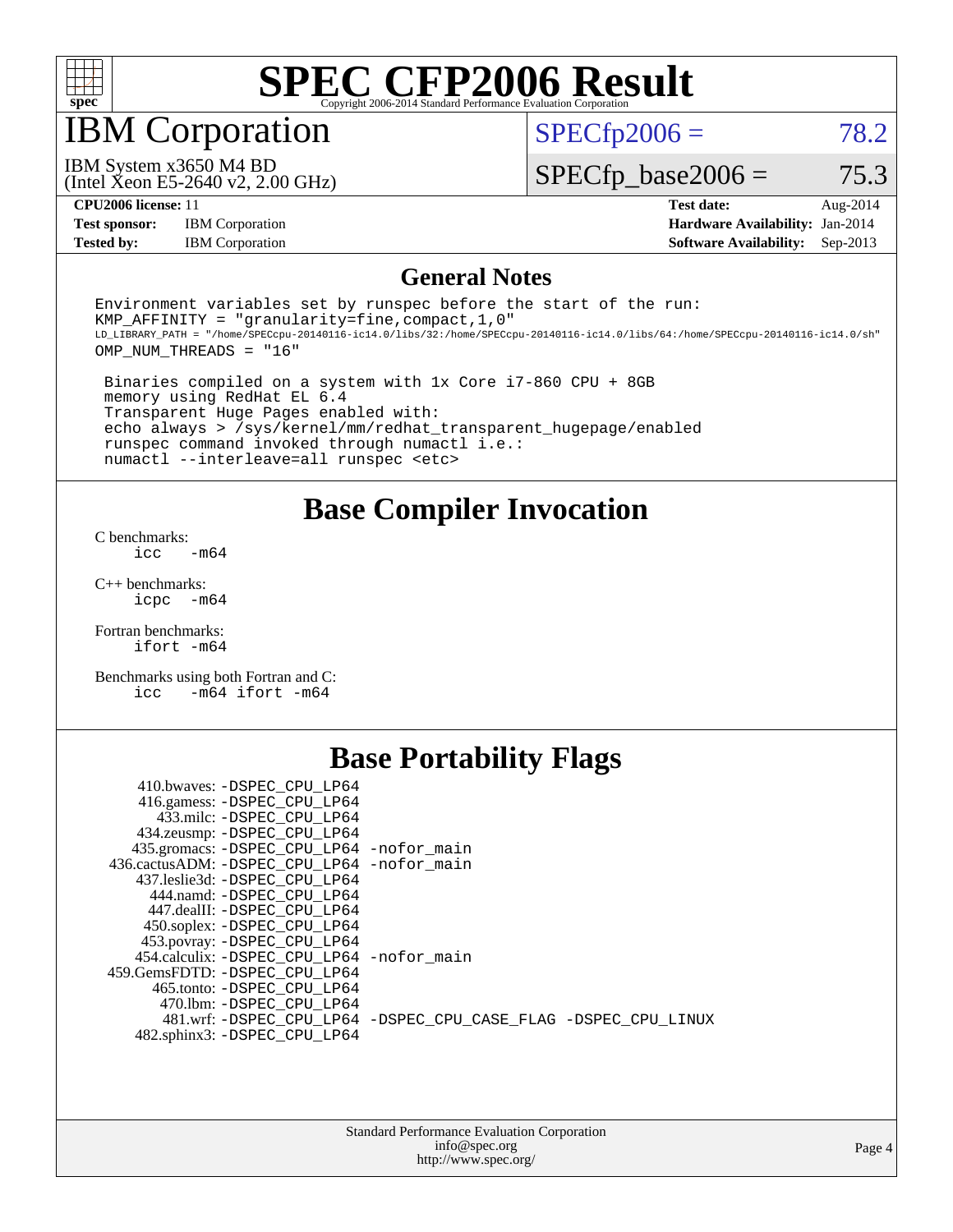# SPEC CFP2006 Result

Copyright 2006-2014 Standard Performance Evaluation Corporation

## IBM Corporation

IBM System x3650 M4 BD
(Intel Xeon E5-2640 v2, 2.00 GHz)

SPECfp2006 = 78.2

SPECfp_base2006 = 75.3

| | | | |
|---|---|---|---|
| **CPU2006 license:** 11 | | **Test date:** | Aug-2014 |
| **Test sponsor:** | IBM Corporation | **Hardware Availability:** | Jan-2014 |
| **Tested by:** | IBM Corporation | **Software Availability:** | Sep-2013 |

## General Notes

```
Environment variables set by runspec before the start of the run:
KMP_AFFINITY = "granularity=fine,compact,1,0"
LD_LIBRARY_PATH = "/home/SPECcpu-20140116-ic14.0/libs/32:/home/SPECcpu-20140116-ic14.0/libs/64:/home/SPECcpu-20140116-ic14.0/sh"
OMP_NUM_THREADS = "16"

 Binaries compiled on a system with 1x Core i7-860 CPU + 8GB
 memory using RedHat EL 6.4
 Transparent Huge Pages enabled with:
 echo always > /sys/kernel/mm/redhat_transparent_hugepage/enabled
 runspec command invoked through numactl i.e.:
 numactl --interleave=all runspec <etc>
```

## Base Compiler Invocation

C benchmarks:
```
icc   -m64
```

C++ benchmarks:
```
icpc  -m64
```

Fortran benchmarks:
```
ifort -m64
```

Benchmarks using both Fortran and C:
```
icc   -m64 ifort -m64
```

## Base Portability Flags

```
     410.bwaves: -DSPEC_CPU_LP64
     416.gamess: -DSPEC_CPU_LP64
       433.milc: -DSPEC_CPU_LP64
     434.zeusmp: -DSPEC_CPU_LP64
    435.gromacs: -DSPEC_CPU_LP64 -nofor_main
 436.cactusADM: -DSPEC_CPU_LP64 -nofor_main
   437.leslie3d: -DSPEC_CPU_LP64
      444.namd: -DSPEC_CPU_LP64
    447.dealII: -DSPEC_CPU_LP64
    450.soplex: -DSPEC_CPU_LP64
    453.povray: -DSPEC_CPU_LP64
  454.calculix: -DSPEC_CPU_LP64 -nofor_main
 459.GemsFDTD: -DSPEC_CPU_LP64
     465.tonto: -DSPEC_CPU_LP64
       470.lbm: -DSPEC_CPU_LP64
       481.wrf: -DSPEC_CPU_LP64 -DSPEC_CPU_CASE_FLAG -DSPEC_CPU_LINUX
   482.sphinx3: -DSPEC_CPU_LP64
```

Standard Performance Evaluation Corporation
info@spec.org
http://www.spec.org/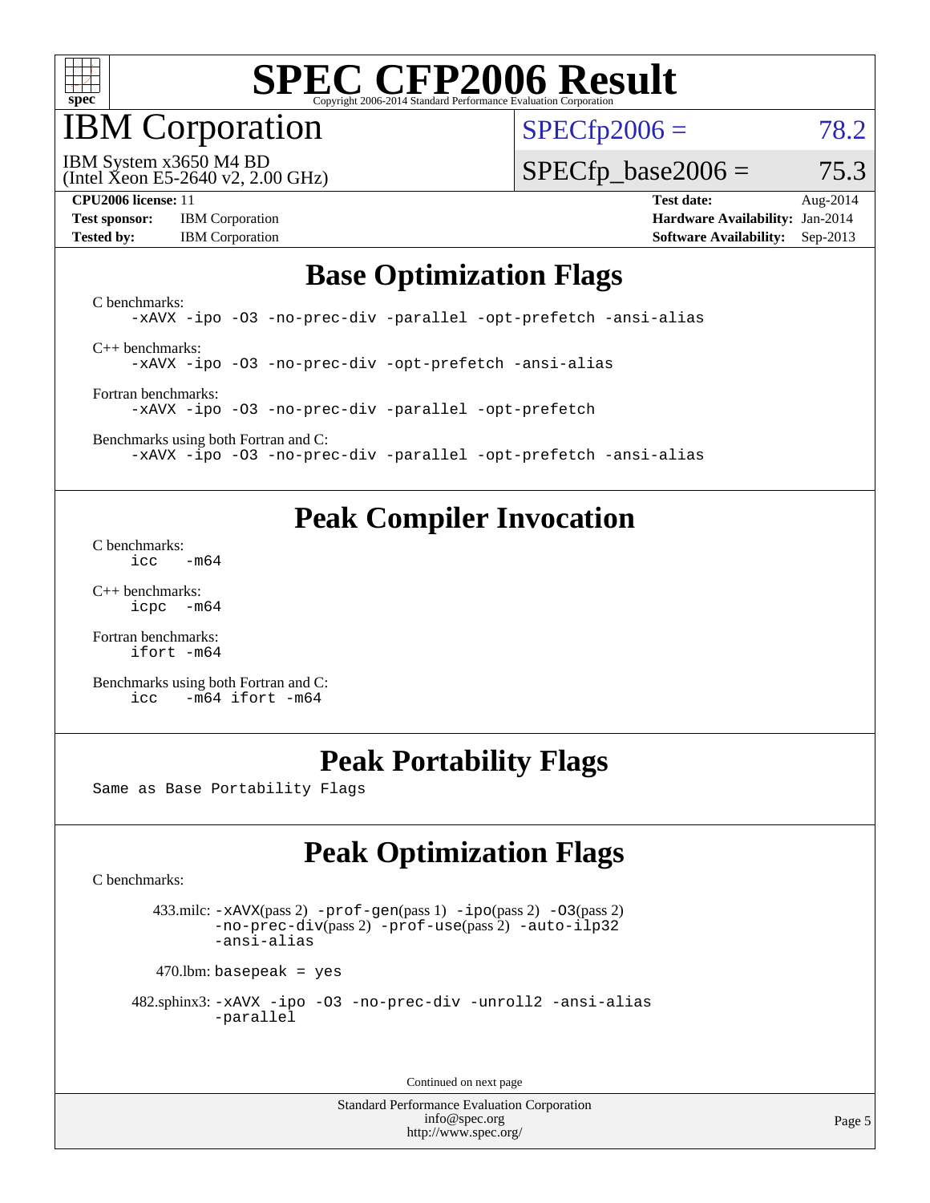# SPEC CFP2006 Result

Copyright 2006-2014 Standard Performance Evaluation Corporation

## IBM Corporation

IBM System x3650 M4 BD
(Intel Xeon E5-2640 v2, 2.00 GHz)

SPECfp2006 = 78.2

SPECfp_base2006 = 75.3

| | | | |
|---|---|---|---|
| **CPU2006 license:** 11 | | **Test date:** | Aug-2014 |
| **Test sponsor:** | IBM Corporation | **Hardware Availability:** | Jan-2014 |
| **Tested by:** | IBM Corporation | **Software Availability:** | Sep-2013 |

## Base Optimization Flags

C benchmarks:
```
-xAVX -ipo -O3 -no-prec-div -parallel -opt-prefetch -ansi-alias
```

C++ benchmarks:
```
-xAVX -ipo -O3 -no-prec-div -opt-prefetch -ansi-alias
```

Fortran benchmarks:
```
-xAVX -ipo -O3 -no-prec-div -parallel -opt-prefetch
```

Benchmarks using both Fortran and C:
```
-xAVX -ipo -O3 -no-prec-div -parallel -opt-prefetch -ansi-alias
```

## Peak Compiler Invocation

C benchmarks:
```
icc   -m64
```

C++ benchmarks:
```
icpc  -m64
```

Fortran benchmarks:
```
ifort -m64
```

Benchmarks using both Fortran and C:
```
icc   -m64 ifort -m64
```

## Peak Portability Flags

Same as Base Portability Flags

## Peak Optimization Flags

C benchmarks:

433.milc: -xAVX(pass 2) -prof-gen(pass 1) -ipo(pass 2) -O3(pass 2) -no-prec-div(pass 2) -prof-use(pass 2) -auto-ilp32 -ansi-alias

470.lbm: basepeak = yes

482.sphinx3: -xAVX -ipo -O3 -no-prec-div -unroll2 -ansi-alias -parallel

Continued on next page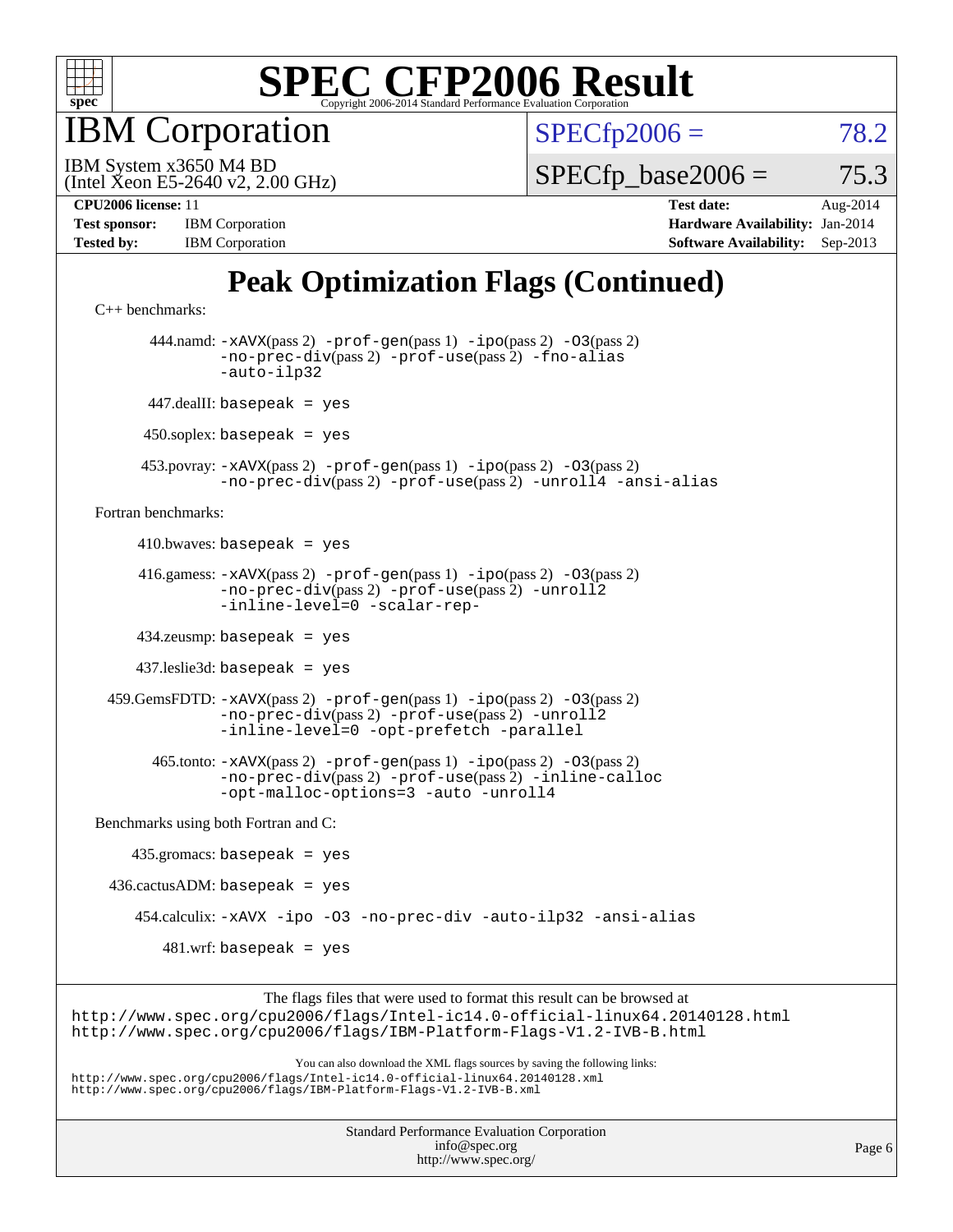# SPEC CFP2006 Result

Copyright 2006-2014 Standard Performance Evaluation Corporation

## IBM Corporation

IBM System x3650 M4 BD
(Intel Xeon E5-2640 v2, 2.00 GHz)

SPECfp2006 = 78.2

SPECfp_base2006 = 75.3

| | | | |
|---|---|---|---|
| **CPU2006 license:** 11 | | **Test date:** | Aug-2014 |
| **Test sponsor:** | IBM Corporation | **Hardware Availability:** | Jan-2014 |
| **Tested by:** | IBM Corporation | **Software Availability:** | Sep-2013 |

# Peak Optimization Flags (Continued)

C++ benchmarks:

444.namd: -xAVX(pass 2) -prof-gen(pass 1) -ipo(pass 2) -O3(pass 2) -no-prec-div(pass 2) -prof-use(pass 2) -fno-alias -auto-ilp32

447.dealII: basepeak = yes

450.soplex: basepeak = yes

453.povray: -xAVX(pass 2) -prof-gen(pass 1) -ipo(pass 2) -O3(pass 2) -no-prec-div(pass 2) -prof-use(pass 2) -unroll4 -ansi-alias

Fortran benchmarks:

410.bwaves: basepeak = yes

416.gamess: -xAVX(pass 2) -prof-gen(pass 1) -ipo(pass 2) -O3(pass 2) -no-prec-div(pass 2) -prof-use(pass 2) -unroll2 -inline-level=0 -scalar-rep-

434.zeusmp: basepeak = yes

437.leslie3d: basepeak = yes

459.GemsFDTD: -xAVX(pass 2) -prof-gen(pass 1) -ipo(pass 2) -O3(pass 2) -no-prec-div(pass 2) -prof-use(pass 2) -unroll2 -inline-level=0 -opt-prefetch -parallel

465.tonto: -xAVX(pass 2) -prof-gen(pass 1) -ipo(pass 2) -O3(pass 2) -no-prec-div(pass 2) -prof-use(pass 2) -inline-calloc -opt-malloc-options=3 -auto -unroll4

Benchmarks using both Fortran and C:

435.gromacs: basepeak = yes

436.cactusADM: basepeak = yes

454.calculix: -xAVX -ipo -O3 -no-prec-div -auto-ilp32 -ansi-alias

481.wrf: basepeak = yes

The flags files that were used to format this result can be browsed at
http://www.spec.org/cpu2006/flags/Intel-ic14.0-official-linux64.20140128.html
http://www.spec.org/cpu2006/flags/IBM-Platform-Flags-V1.2-IVB-B.html

You can also download the XML flags sources by saving the following links:
http://www.spec.org/cpu2006/flags/Intel-ic14.0-official-linux64.20140128.xml
http://www.spec.org/cpu2006/flags/IBM-Platform-Flags-V1.2-IVB-B.xml

Standard Performance Evaluation Corporation
info@spec.org
http://www.spec.org/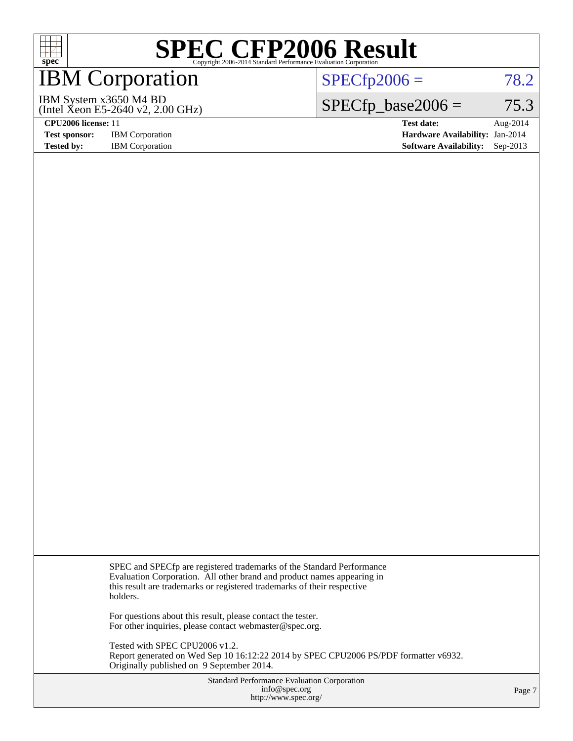# SPEC CFP2006 Result

Copyright 2006-2014 Standard Performance Evaluation Corporation

## IBM Corporation

IBM System x3650 M4 BD
(Intel Xeon E5-2640 v2, 2.00 GHz)

SPECfp2006 = 78.2

SPECfp_base2006 = 75.3

**CPU2006 license:** 11
**Test sponsor:** IBM Corporation
**Tested by:** IBM Corporation

**Test date:** Aug-2014
**Hardware Availability:** Jan-2014
**Software Availability:** Sep-2013

SPEC and SPECfp are registered trademarks of the Standard Performance Evaluation Corporation. All other brand and product names appearing in this result are trademarks or registered trademarks of their respective holders.

For questions about this result, please contact the tester.
For other inquiries, please contact webmaster@spec.org.

Tested with SPEC CPU2006 v1.2.
Report generated on Wed Sep 10 16:12:22 2014 by SPEC CPU2006 PS/PDF formatter v6932.
Originally published on 9 September 2014.